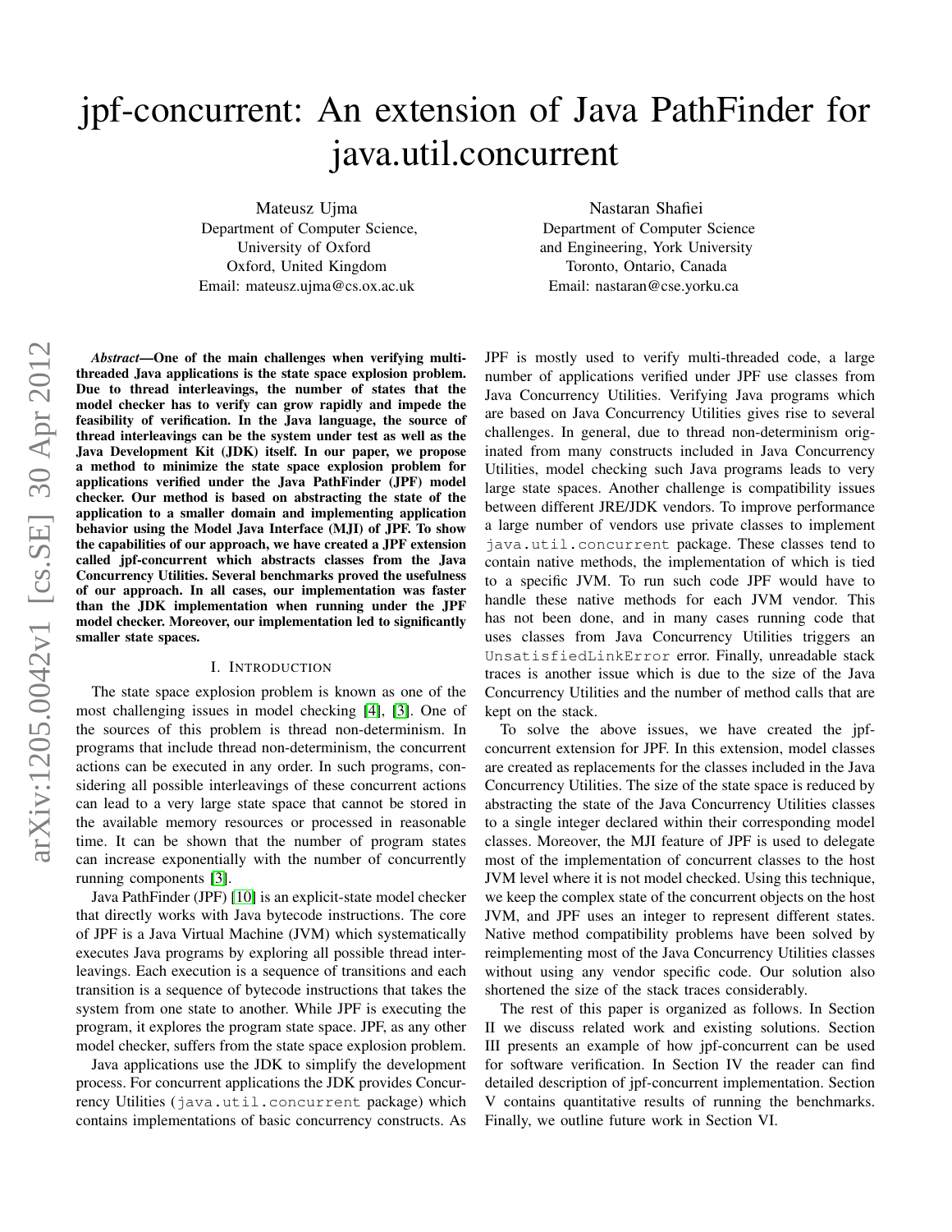# jpf-concurrent: An extension of Java PathFinder for java.util.concurrent

Mateusz Ujma
Department of Computer Science,
University of Oxford
Oxford, United Kingdom
Email: mateusz.ujma@cs.ox.ac.uk

Nastaran Shafiei
Department of Computer Science
and Engineering, York University
Toronto, Ontario, Canada
Email: nastaran@cse.yorku.ca

***Abstract*—One of the main challenges when verifying multi-threaded Java applications is the state space explosion problem. Due to thread interleavings, the number of states that the model checker has to verify can grow rapidly and impede the feasibility of verification. In the Java language, the source of thread interleavings can be the system under test as well as the Java Development Kit (JDK) itself. In our paper, we propose a method to minimize the state space explosion problem for applications verified under the Java PathFinder (JPF) model checker. Our method is based on abstracting the state of the application to a smaller domain and implementing application behavior using the Model Java Interface (MJI) of JPF. To show the capabilities of our approach, we have created a JPF extension called jpf-concurrent which abstracts classes from the Java Concurrency Utilities. Several benchmarks proved the usefulness of our approach. In all cases, our implementation was faster than the JDK implementation when running under the JPF model checker. Moreover, our implementation led to significantly smaller state spaces.**

## I. Introduction

The state space explosion problem is known as one of the most challenging issues in model checking [4], [3]. One of the sources of this problem is thread non-determinism. In programs that include thread non-determinism, the concurrent actions can be executed in any order. In such programs, considering all possible interleavings of these concurrent actions can lead to a very large state space that cannot be stored in the available memory resources or processed in reasonable time. It can be shown that the number of program states can increase exponentially with the number of concurrently running components [3].

Java PathFinder (JPF) [10] is an explicit-state model checker that directly works with Java bytecode instructions. The core of JPF is a Java Virtual Machine (JVM) which systematically executes Java programs by exploring all possible thread interleavings. Each execution is a sequence of transitions and each transition is a sequence of bytecode instructions that takes the system from one state to another. While JPF is executing the program, it explores the program state space. JPF, as any other model checker, suffers from the state space explosion problem.

Java applications use the JDK to simplify the development process. For concurrent applications the JDK provides Concurrency Utilities (`java.util.concurrent` package) which contains implementations of basic concurrency constructs. As JPF is mostly used to verify multi-threaded code, a large number of applications verified under JPF use classes from Java Concurrency Utilities. Verifying Java programs which are based on Java Concurrency Utilities gives rise to several challenges. In general, due to thread non-determinism originated from many constructs included in Java Concurrency Utilities, model checking such Java programs leads to very large state spaces. Another challenge is compatibility issues between different JRE/JDK vendors. To improve performance a large number of vendors use private classes to implement `java.util.concurrent` package. These classes tend to contain native methods, the implementation of which is tied to a specific JVM. To run such code JPF would have to handle these native methods for each JVM vendor. This has not been done, and in many cases running code that uses classes from Java Concurrency Utilities triggers an `UnsatisfiedLinkError` error. Finally, unreadable stack traces is another issue which is due to the size of the Java Concurrency Utilities and the number of method calls that are kept on the stack.

To solve the above issues, we have created the jpf-concurrent extension for JPF. In this extension, model classes are created as replacements for the classes included in the Java Concurrency Utilities. The size of the state space is reduced by abstracting the state of the Java Concurrency Utilities classes to a single integer declared within their corresponding model classes. Moreover, the MJI feature of JPF is used to delegate most of the implementation of concurrent classes to the host JVM level where it is not model checked. Using this technique, we keep the complex state of the concurrent objects on the host JVM, and JPF uses an integer to represent different states. Native method compatibility problems have been solved by reimplementing most of the Java Concurrency Utilities classes without using any vendor specific code. Our solution also shortened the size of the stack traces considerably.

The rest of this paper is organized as follows. In Section II we discuss related work and existing solutions. Section III presents an example of how jpf-concurrent can be used for software verification. In Section IV the reader can find detailed description of jpf-concurrent implementation. Section V contains quantitative results of running the benchmarks. Finally, we outline future work in Section VI.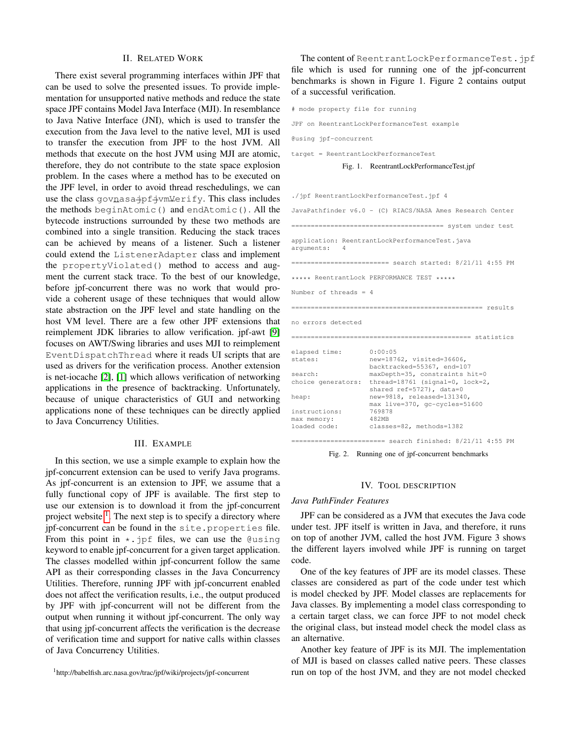## II. Related Work

There exist several programming interfaces within JPF that can be used to solve the presented issues. To provide implementation for unsupported native methods and reduce the state space JPF contains Model Java Interface (MJI). In resemblance to Java Native Interface (JNI), which is used to transfer the execution from the Java level to the native level, MJI is used to transfer the execution from JPF to the host JVM. All methods that execute on the host JVM using MJI are atomic, therefore, they do not contribute to the state space explosion problem. In the cases where a method has to be executed on the JPF level, in order to avoid thread reschedulings, we can use the class `gov.nasa.jpf.jvm.Verify`. This class includes the methods `beginAtomic()` and `endAtomic()`. All the bytecode instructions surrounded by these two methods are combined into a single transition. Reducing the stack traces can be achieved by means of a listener. Such a listener could extend the `ListenerAdapter` class and implement the `propertyViolated()` method to access and augment the current stack trace. To the best of our knowledge, before jpf-concurrent there was no work that would provide a coherent usage of these techniques that would allow state abstraction on the JPF level and state handling on the host VM level. There are a few other JPF extensions that reimplement JDK libraries to allow verification. jpf-awt [9] focuses on AWT/Swing libraries and uses MJI to reimplement `EventDispatchThread` where it reads UI scripts that are used as drivers for the verification process. Another extension is net-iocache [2], [1] which allows verification of networking applications in the presence of backtracking. Unfortunately, because of unique characteristics of GUI and networking applications none of these techniques can be directly applied to Java Concurrency Utilities.

## III. Example

In this section, we use a simple example to explain how the jpf-concurrent extension can be used to verify Java programs. As jpf-concurrent is an extension to JPF, we assume that a fully functional copy of JPF is available. The first step to use our extension is to download it from the jpf-concurrent project website [1]. The next step is to specify a directory where jpf-concurrent can be found in the `site.properties` file. From this point in `*.jpf` files, we can use the `@using` keyword to enable jpf-concurrent for a given target application. The classes modelled within jpf-concurrent follow the same API as their corresponding classes in the Java Concurrency Utilities. Therefore, running JPF with jpf-concurrent enabled does not affect the verification results, i.e., the output produced by JPF with jpf-concurrent will not be different from the output when running it without jpf-concurrent. The only way that using jpf-concurrent affects the verification is the decrease of verification time and support for native calls within classes of Java Concurrency Utilities.

[1] http://babelfish.arc.nasa.gov/trac/jpf/wiki/projects/jpf-concurrent

The content of `ReentrantLockPerformanceTest.jpf` file which is used for running one of the jpf-concurrent benchmarks is shown in Figure 1. Figure 2 contains output of a successful verification.

```
# mode property file for running

JPF on ReentrantLockPerformanceTest example

@using jpf-concurrent

target = ReentrantLockPerformanceTest
```

Fig. 1. ReentrantLockPerformanceTest.jpf

```
./jpf ReentrantLockPerformanceTest.jpf 4

JavaPathfinder v6.0 - (C) RIACS/NASA Ames Research Center

====================================== system under test

application: ReentrantLockPerformanceTest.java
arguments:   4

========================= search started: 8/21/11 4:55 PM

***** ReentrantLock PERFORMANCE TEST *****

Number of threads = 4

================================================= results

no errors detected

============================================== statistics

elapsed time:       0:00:05
states:             new=18762, visited=36606,
                    backtracked=55367, end=107
search:             maxDepth=35, constraints hit=0
choice generators:  thread=18761 (signal=0, lock=2,
                    shared ref=5727), data=0
heap:               new=9818, released=131340,
                    max live=370, gc-cycles=51600
instructions:       769878
max memory:         482MB
loaded code:        classes=82, methods=1382

======================== search finished: 8/21/11 4:55 PM
```

Fig. 2. Running one of jpf-concurrent benchmarks

## IV. Tool Description

### *Java PathFinder Features*

JPF can be considered as a JVM that executes the Java code under test. JPF itself is written in Java, and therefore, it runs on top of another JVM, called the host JVM. Figure 3 shows the different layers involved while JPF is running on target code.

One of the key features of JPF are its model classes. These classes are considered as part of the code under test which is model checked by JPF. Model classes are replacements for Java classes. By implementing a model class corresponding to a certain target class, we can force JPF to not model check the original class, but instead model check the model class as an alternative.

Another key feature of JPF is its MJI. The implementation of MJI is based on classes called native peers. These classes run on top of the host JVM, and they are not model checked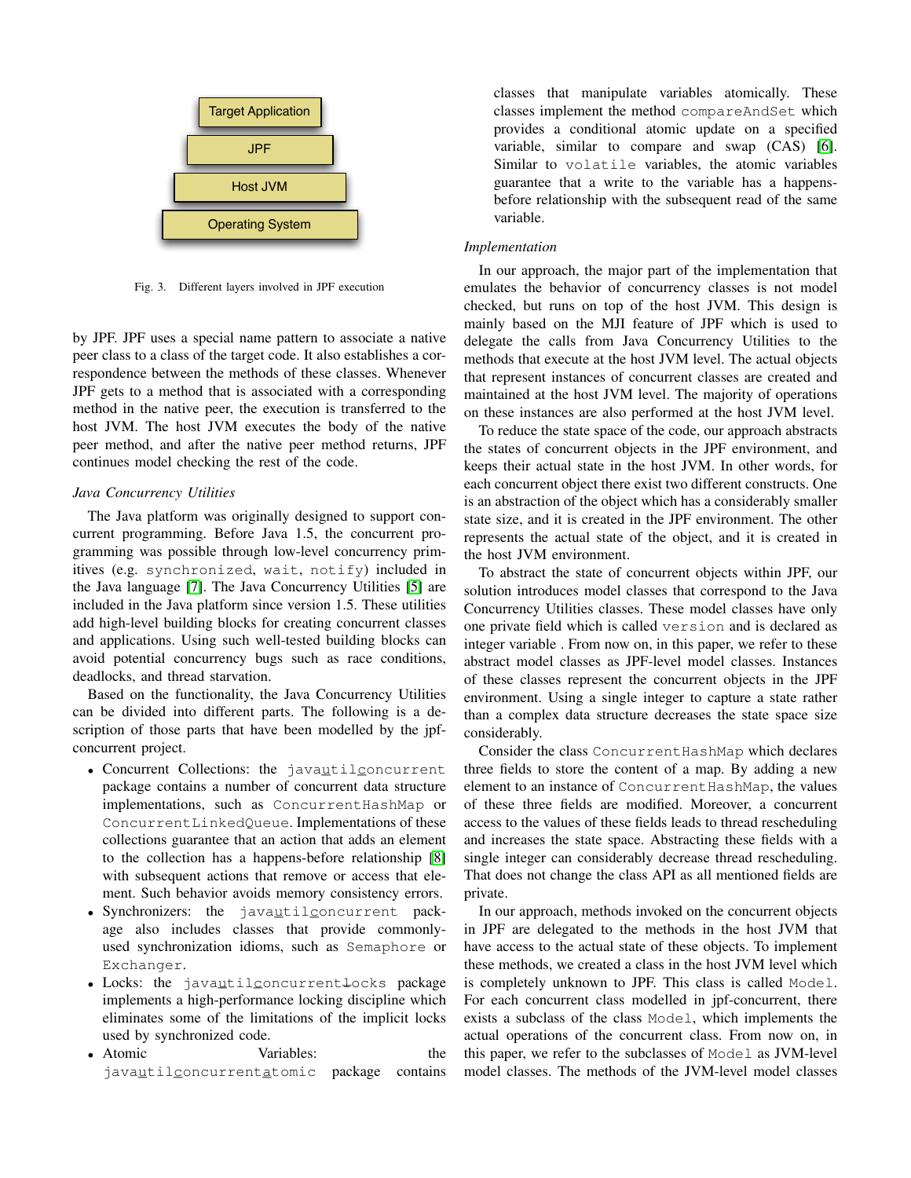Target Application

JPF

Host JVM

Operating System

Fig. 3. Different layers involved in JPF execution

by JPF. JPF uses a special name pattern to associate a native peer class to a class of the target code. It also establishes a correspondence between the methods of these classes. Whenever JPF gets to a method that is associated with a corresponding method in the native peer, the execution is transferred to the host JVM. The host JVM executes the body of the native peer method, and after the native peer method returns, JPF continues model checking the rest of the code.

*Java Concurrency Utilities*

The Java platform was originally designed to support concurrent programming. Before Java 1.5, the concurrent programming was possible through low-level concurrency primitives (e.g. `synchronized`, `wait`, `notify`) included in the Java language [7]. The Java Concurrency Utilities [5] are included in the Java platform since version 1.5. These utilities add high-level building blocks for creating concurrent classes and applications. Using such well-tested building blocks can avoid potential concurrency bugs such as race conditions, deadlocks, and thread starvation.

Based on the functionality, the Java Concurrency Utilities can be divided into different parts. The following is a description of those parts that have been modelled by the jpf-concurrent project.

- Concurrent Collections: the `java.util.concurrent` package contains a number of concurrent data structure implementations, such as `ConcurrentHashMap` or `ConcurrentLinkedQueue`. Implementations of these collections guarantee that an action that adds an element to the collection has a happens-before relationship [8] with subsequent actions that remove or access that element. Such behavior avoids memory consistency errors.
- Synchronizers: the `java.util.concurrent` package also includes classes that provide commonly-used synchronization idioms, such as `Semaphore` or `Exchanger`.
- Locks: the `java.util.concurrent.locks` package implements a high-performance locking discipline which eliminates some of the limitations of the implicit locks used by synchronized code.
- Atomic Variables: the `java.util.concurrent.atomic` package contains classes that manipulate variables atomically. These classes implement the method `compareAndSet` which provides a conditional atomic update on a specified variable, similar to compare and swap (CAS) [6]. Similar to `volatile` variables, the atomic variables guarantee that a write to the variable has a happens-before relationship with the subsequent read of the same variable.

*Implementation*

In our approach, the major part of the implementation that emulates the behavior of concurrency classes is not model checked, but runs on top of the host JVM. This design is mainly based on the MJI feature of JPF which is used to delegate the calls from Java Concurrency Utilities to the methods that execute at the host JVM level. The actual objects that represent instances of concurrent classes are created and maintained at the host JVM level. The majority of operations on these instances are also performed at the host JVM level.

To reduce the state space of the code, our approach abstracts the states of concurrent objects in the JPF environment, and keeps their actual state in the host JVM. In other words, for each concurrent object there exist two different constructs. One is an abstraction of the object which has a considerably smaller state size, and it is created in the JPF environment. The other represents the actual state of the object, and it is created in the host JVM environment.

To abstract the state of concurrent objects within JPF, our solution introduces model classes that correspond to the Java Concurrency Utilities classes. These model classes have only one private field which is called `version` and is declared as integer variable . From now on, in this paper, we refer to these abstract model classes as JPF-level model classes. Instances of these classes represent the concurrent objects in the JPF environment. Using a single integer to capture a state rather than a complex data structure decreases the state space size considerably.

Consider the class `ConcurrentHashMap` which declares three fields to store the content of a map. By adding a new element to an instance of `ConcurrentHashMap`, the values of these three fields are modified. Moreover, a concurrent access to the values of these fields leads to thread rescheduling and increases the state space. Abstracting these fields with a single integer can considerably decrease thread rescheduling. That does not change the class API as all mentioned fields are private.

In our approach, methods invoked on the concurrent objects in JPF are delegated to the methods in the host JVM that have access to the actual state of these objects. To implement these methods, we created a class in the host JVM level which is completely unknown to JPF. This class is called `Model`. For each concurrent class modelled in jpf-concurrent, there exists a subclass of the class `Model`, which implements the actual operations of the concurrent class. From now on, in this paper, we refer to the subclasses of `Model` as JVM-level model classes. The methods of the JVM-level model classes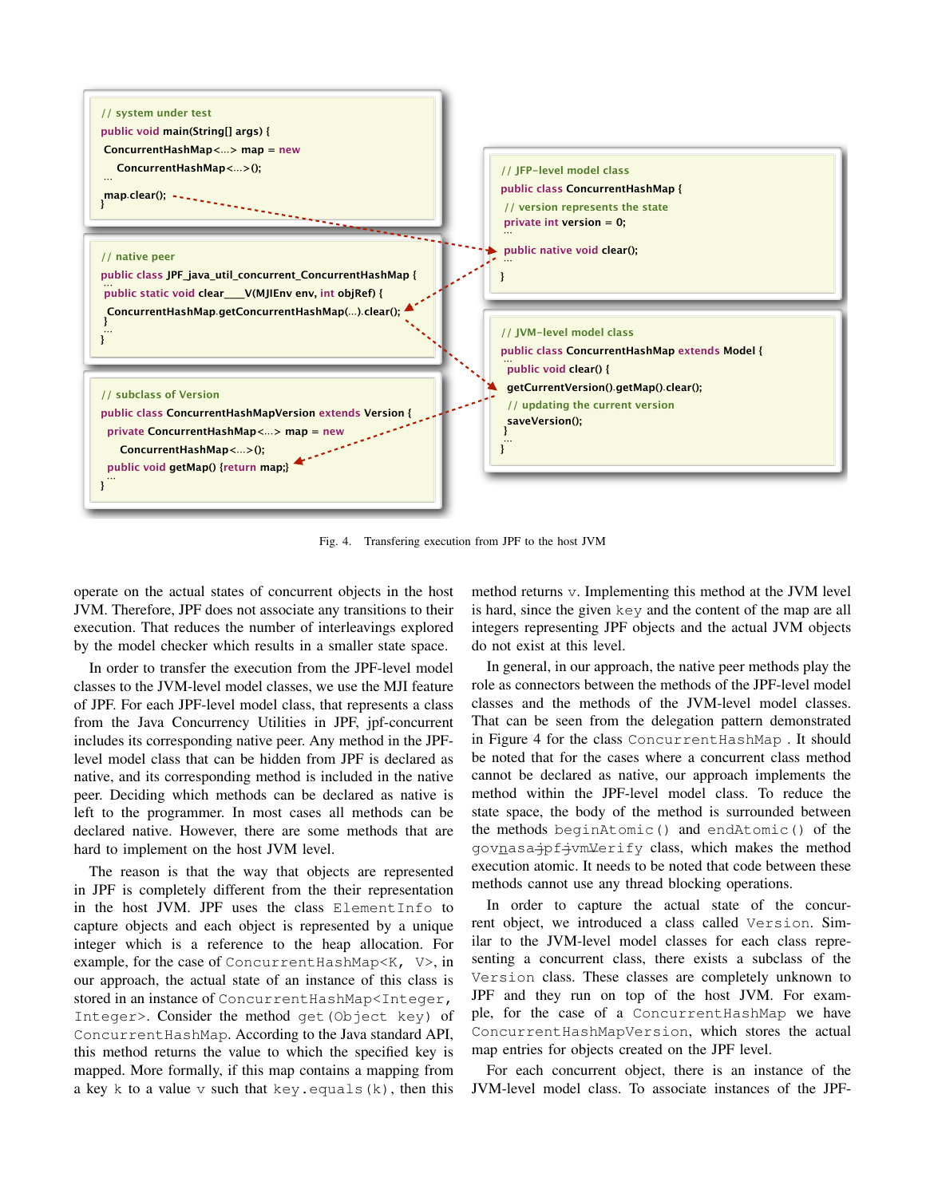```java
// system under test
public void main(String[] args) {
 ConcurrentHashMap<...> map = new
    ConcurrentHashMap<...>();
 ...
 map.clear();
}
```

```java
// JFP-level model class
public class ConcurrentHashMap {
 // version represents the state
 private int version = 0;
 ...
 public native void clear();
 ...
}
```

```java
// native peer
public class JPF_java_util_concurrent_ConcurrentHashMap {
 ...
 public static void clear____V(MJIEnv env, int objRef) {
  ConcurrentHashMap.getConcurrentHashMap(...).clear();
 }
 ...
}
```

```java
// JVM-level model class
public class ConcurrentHashMap extends Model {
 ...
 public void clear() {
  getCurrentVersion().getMap().clear();
  // updating the current version
  saveVersion();
 }
 ...
}
```

```java
// subclass of Version
public class ConcurrentHashMapVersion extends Version {
 private ConcurrentHashMap<...> map = new
    ConcurrentHashMap<...>();
 public void getMap() {return map;}
 ...
}
```

Fig. 4. Transfering execution from JPF to the host JVM

operate on the actual states of concurrent objects in the host JVM. Therefore, JPF does not associate any transitions to their execution. That reduces the number of interleavings explored by the model checker which results in a smaller state space.

In order to transfer the execution from the JPF-level model classes to the JVM-level model classes, we use the MJI feature of JPF. For each JPF-level model class, that represents a class from the Java Concurrency Utilities in JPF, jpf-concurrent includes its corresponding native peer. Any method in the JPF-level model class that can be hidden from JPF is declared as native, and its corresponding method is included in the native peer. Deciding which methods can be declared as native is left to the programmer. In most cases all methods can be declared native. However, there are some methods that are hard to implement on the host JVM level.

The reason is that the way that objects are represented in JPF is completely different from the their representation in the host JVM. JPF uses the class `ElementInfo` to capture objects and each object is represented by a unique integer which is a reference to the heap allocation. For example, for the case of `ConcurrentHashMap<K, V>`, in our approach, the actual state of an instance of this class is stored in an instance of `ConcurrentHashMap<Integer, Integer>`. Consider the method `get(Object key)` of `ConcurrentHashMap`. According to the Java standard API, this method returns the value to which the specified key is mapped. More formally, if this map contains a mapping from a key `k` to a value `v` such that `key.equals(k)`, then this method returns `v`. Implementing this method at the JVM level is hard, since the given `key` and the content of the map are all integers representing JPF objects and the actual JVM objects do not exist at this level.

In general, in our approach, the native peer methods play the role as connectors between the methods of the JPF-level model classes and the methods of the JVM-level model classes. That can be seen from the delegation pattern demonstrated in Figure 4 for the class `ConcurrentHashMap`. It should be noted that for the cases where a concurrent class method cannot be declared as native, our approach implements the method within the JPF-level model class. To reduce the state space, the body of the method is surrounded between the methods `beginAtomic()` and `endAtomic()` of the `gov.nasa.jpf.jvm.Verify` class, which makes the method execution atomic. It needs to be noted that code between these methods cannot use any thread blocking operations.

In order to capture the actual state of the concurrent object, we introduced a class called `Version`. Similar to the JVM-level model classes for each class representing a concurrent class, there exists a subclass of the `Version` class. These classes are completely unknown to JPF and they run on top of the host JVM. For example, for the case of a `ConcurrentHashMap` we have `ConcurrentHashMapVersion`, which stores the actual map entries for objects created on the JPF level.

For each concurrent object, there is an instance of the JVM-level model class. To associate instances of the JPF-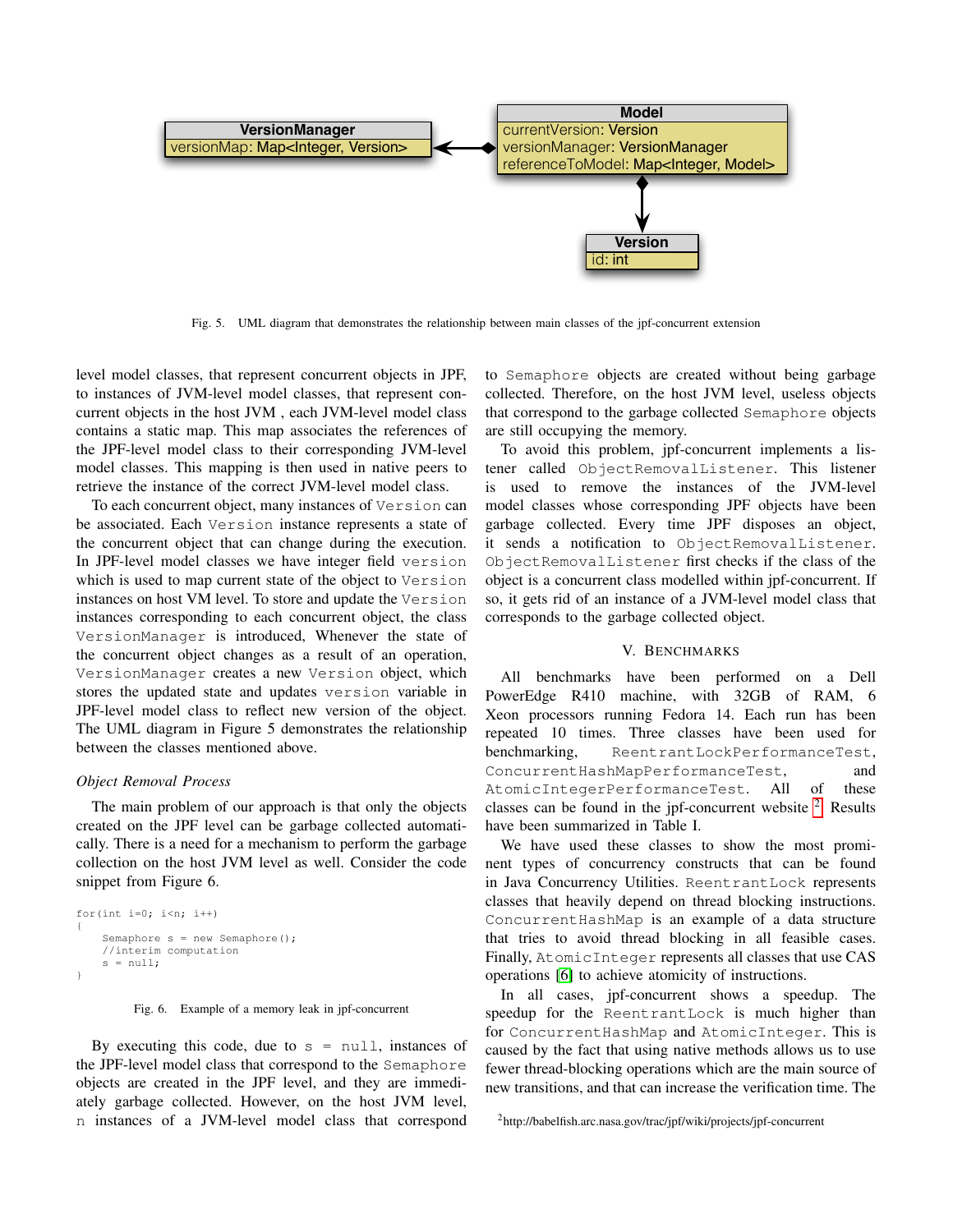Fig. 5. UML diagram that demonstrates the relationship between main classes of the jpf-concurrent extension

level model classes, that represent concurrent objects in JPF, to instances of JVM-level model classes, that represent concurrent objects in the host JVM , each JVM-level model class contains a static map. This map associates the references of the JPF-level model class to their corresponding JVM-level model classes. This mapping is then used in native peers to retrieve the instance of the correct JVM-level model class.

To each concurrent object, many instances of `Version` can be associated. Each `Version` instance represents a state of the concurrent object that can change during the execution. In JPF-level model classes we have integer field `version` which is used to map current state of the object to `Version` instances on host VM level. To store and update the `Version` instances corresponding to each concurrent object, the class `VersionManager` is introduced, Whenever the state of the concurrent object changes as a result of an operation, `VersionManager` creates a new `Version` object, which stores the updated state and updates `version` variable in JPF-level model class to reflect new version of the object. The UML diagram in Figure 5 demonstrates the relationship between the classes mentioned above.

### *Object Removal Process*

The main problem of our approach is that only the objects created on the JPF level can be garbage collected automatically. There is a need for a mechanism to perform the garbage collection on the host JVM level as well. Consider the code snippet from Figure 6.

```
for(int i=0; i<n; i++)
{
    Semaphore s = new Semaphore();
    //interim computation
    s = null;
}
```

Fig. 6. Example of a memory leak in jpf-concurrent

By executing this code, due to `s = null`, instances of the JPF-level model class that correspond to the `Semaphore` objects are created in the JPF level, and they are immediately garbage collected. However, on the host JVM level, `n` instances of a JVM-level model class that correspond to `Semaphore` objects are created without being garbage collected. Therefore, on the host JVM level, useless objects that correspond to the garbage collected `Semaphore` objects are still occupying the memory.

To avoid this problem, jpf-concurrent implements a listener called `ObjectRemovalListener`. This listener is used to remove the instances of the JVM-level model classes whose corresponding JPF objects have been garbage collected. Every time JPF disposes an object, it sends a notification to `ObjectRemovalListener`. `ObjectRemovalListener` first checks if the class of the object is a concurrent class modelled within jpf-concurrent. If so, it gets rid of an instance of a JVM-level model class that corresponds to the garbage collected object.

## V. Benchmarks

All benchmarks have been performed on a Dell PowerEdge R410 machine, with 32GB of RAM, 6 Xeon processors running Fedora 14. Each run has been repeated 10 times. Three classes have been used for benchmarking, `ReentrantLockPerformanceTest`, `ConcurrentHashMapPerformanceTest`, and `AtomicIntegerPerformanceTest`. All of these classes can be found in the jpf-concurrent website [2]. Results have been summarized in Table I.

We have used these classes to show the most prominent types of concurrency constructs that can be found in Java Concurrency Utilities. `ReentrantLock` represents classes that heavily depend on thread blocking instructions. `ConcurrentHashMap` is an example of a data structure that tries to avoid thread blocking in all feasible cases. Finally, `AtomicInteger` represents all classes that use CAS operations [6] to achieve atomicity of instructions.

In all cases, jpf-concurrent shows a speedup. The speedup for the `ReentrantLock` is much higher than for `ConcurrentHashMap` and `AtomicInteger`. This is caused by the fact that using native methods allows us to use fewer thread-blocking operations which are the main source of new transitions, and that can increase the verification time. The

[2] http://babelfish.arc.nasa.gov/trac/jpf/wiki/projects/jpf-concurrent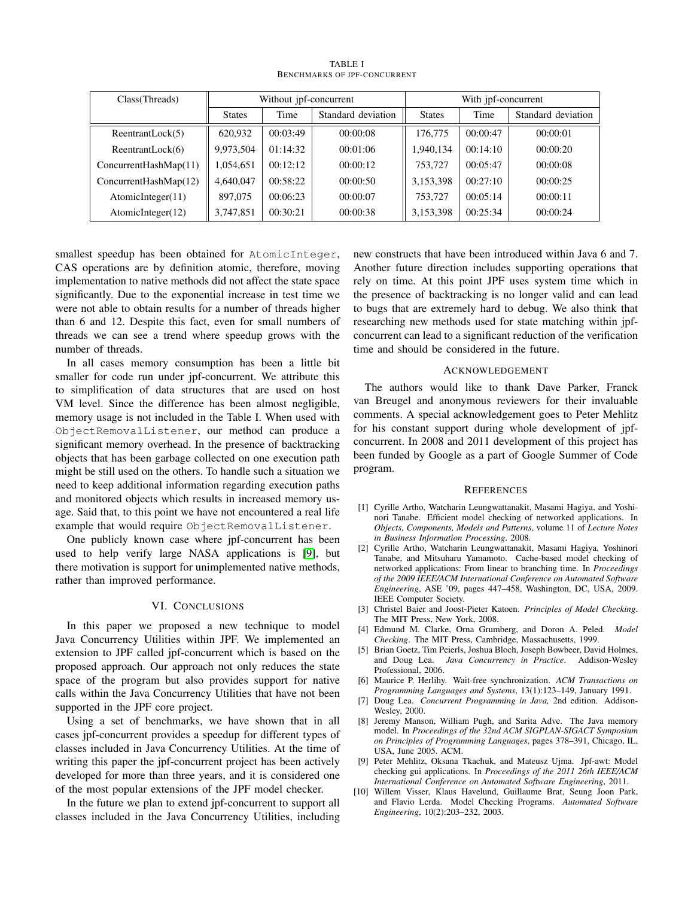TABLE I
BENCHMARKS OF JPF-CONCURRENT

| Class(Threads) | Without jpf-concurrent | | | With jpf-concurrent | | |
|---|---|---|---|---|---|---|
| | States | Time | Standard deviation | States | Time | Standard deviation |
| ReentrantLock(5) | 620,932 | 00:03:49 | 00:00:08 | 176,775 | 00:00:47 | 00:00:01 |
| ReentrantLock(6) | 9,973,504 | 01:14:32 | 00:01:06 | 1,940,134 | 00:14:10 | 00:00:20 |
| ConcurrentHashMap(11) | 1,054,651 | 00:12:12 | 00:00:12 | 753,727 | 00:05:47 | 00:00:08 |
| ConcurrentHashMap(12) | 4,640,047 | 00:58:22 | 00:00:50 | 3,153,398 | 00:27:10 | 00:00:25 |
| AtomicInteger(11) | 897,075 | 00:06:23 | 00:00:07 | 753,727 | 00:05:14 | 00:00:11 |
| AtomicInteger(12) | 3,747,851 | 00:30:21 | 00:00:38 | 3,153,398 | 00:25:34 | 00:00:24 |

smallest speedup has been obtained for `AtomicInteger`, CAS operations are by definition atomic, therefore, moving implementation to native methods did not affect the state space significantly. Due to the exponential increase in test time we were not able to obtain results for a number of threads higher than 6 and 12. Despite this fact, even for small numbers of threads we can see a trend where speedup grows with the number of threads.

In all cases memory consumption has been a little bit smaller for code run under jpf-concurrent. We attribute this to simplification of data structures that are used on host VM level. Since the difference has been almost negligible, memory usage is not included in the Table I. When used with `ObjectRemovalListener`, our method can produce a significant memory overhead. In the presence of backtracking objects that has been garbage collected on one execution path might be still used on the others. To handle such a situation we need to keep additional information regarding execution paths and monitored objects which results in increased memory usage. Said that, to this point we have not encountered a real life example that would require `ObjectRemovalListener`.

One publicly known case where jpf-concurrent has been used to help verify large NASA applications is [9], but there motivation is support for unimplemented native methods, rather than improved performance.

## VI. Conclusions

In this paper we proposed a new technique to model Java Concurrency Utilities within JPF. We implemented an extension to JPF called jpf-concurrent which is based on the proposed approach. Our approach not only reduces the state space of the program but also provides support for native calls within the Java Concurrency Utilities that have not been supported in the JPF core project.

Using a set of benchmarks, we have shown that in all cases jpf-concurrent provides a speedup for different types of classes included in Java Concurrency Utilities. At the time of writing this paper the jpf-concurrent project has been actively developed for more than three years, and it is considered one of the most popular extensions of the JPF model checker.

In the future we plan to extend jpf-concurrent to support all classes included in the Java Concurrency Utilities, including new constructs that have been introduced within Java 6 and 7. Another future direction includes supporting operations that rely on time. At this point JPF uses system time which in the presence of backtracking is no longer valid and can lead to bugs that are extremely hard to debug. We also think that researching new methods used for state matching within jpf-concurrent can lead to a significant reduction of the verification time and should be considered in the future.

## Acknowledgement

The authors would like to thank Dave Parker, Franck van Breugel and anonymous reviewers for their invaluable comments. A special acknowledgement goes to Peter Mehlitz for his constant support during whole development of jpf-concurrent. In 2008 and 2011 development of this project has been funded by Google as a part of Google Summer of Code program.

## References

[1] Cyrille Artho, Watcharin Leungwattanakit, Masami Hagiya, and Yoshinori Tanabe. Efficient model checking of networked applications. In *Objects, Components, Models and Patterns*, volume 11 of *Lecture Notes in Business Information Processing*. 2008.

[2] Cyrille Artho, Watcharin Leungwattanakit, Masami Hagiya, Yoshinori Tanabe, and Mitsuharu Yamamoto. Cache-based model checking of networked applications: From linear to branching time. In *Proceedings of the 2009 IEEE/ACM International Conference on Automated Software Engineering*, ASE '09, pages 447–458, Washington, DC, USA, 2009. IEEE Computer Society.

[3] Christel Baier and Joost-Pieter Katoen. *Principles of Model Checking*. The MIT Press, New York, 2008.

[4] Edmund M. Clarke, Orna Grumberg, and Doron A. Peled. *Model Checking*. The MIT Press, Cambridge, Massachusetts, 1999.

[5] Brian Goetz, Tim Peierls, Joshua Bloch, Joseph Bowbeer, David Holmes, and Doug Lea. *Java Concurrency in Practice*. Addison-Wesley Professional, 2006.

[6] Maurice P. Herlihy. Wait-free synchronization. *ACM Transactions on Programming Languages and Systems*, 13(1):123–149, January 1991.

[7] Doug Lea. *Concurrent Programming in Java,* 2nd edition. Addison-Wesley, 2000.

[8] Jeremy Manson, William Pugh, and Sarita Adve. The Java memory model. In *Proceedings of the 32nd ACM SIGPLAN-SIGACT Symposium on Principles of Programming Languages*, pages 378–391, Chicago, IL, USA, June 2005. ACM.

[9] Peter Mehlitz, Oksana Tkachuk, and Mateusz Ujma. Jpf-awt: Model checking gui applications. In *Proceedings of the 2011 26th IEEE/ACM International Conference on Automated Software Engineering*, 2011.

[10] Willem Visser, Klaus Havelund, Guillaume Brat, Seung Joon Park, and Flavio Lerda. Model Checking Programs. *Automated Software Engineering*, 10(2):203–232, 2003.